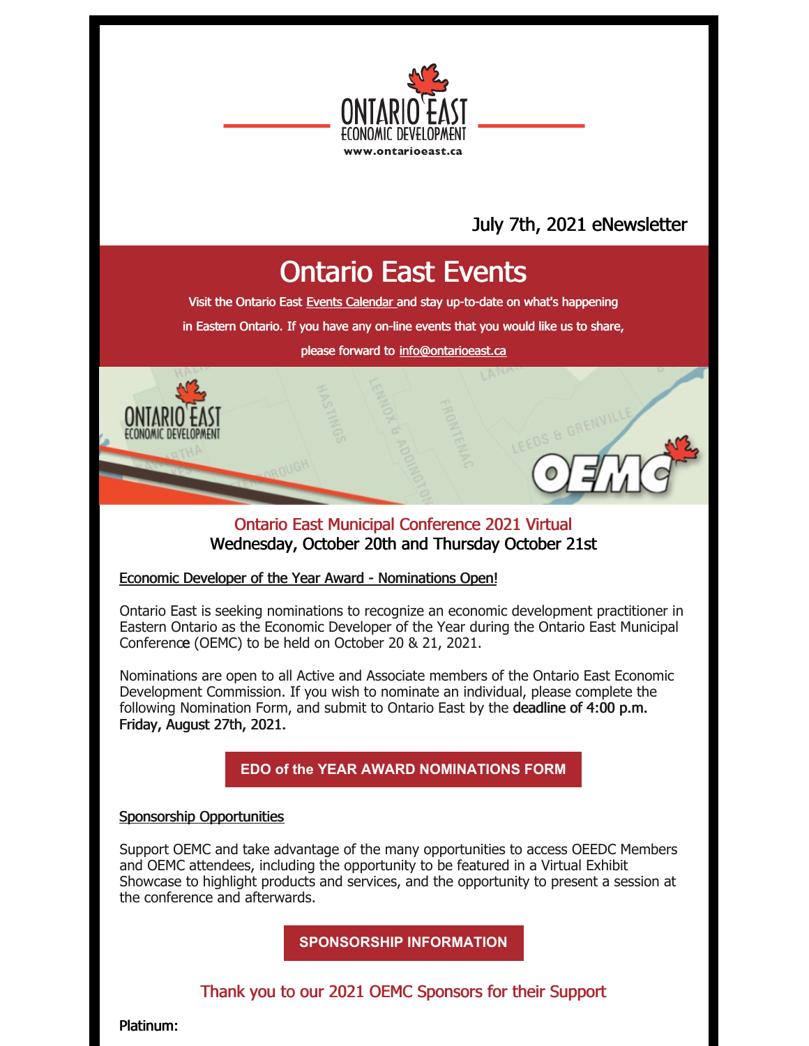July 7th, 2021 eNewsletter

# Ontario East Events

Visit the Ontario East Events Calendar and stay up-to-date on what's happening in Eastern Ontario. If you have any on-line events that you would like us to share, please forward to info@ontarioeast.ca

## Ontario East Municipal Conference 2021 Virtual
**Wednesday, October 20th and Thursday October 21st**

Economic Developer of the Year Award - Nominations Open!

Ontario East is seeking nominations to recognize an economic development practitioner in Eastern Ontario as the Economic Developer of the Year during the Ontario East Municipal Conference (OEMC) to be held on October 20 & 21, 2021.

Nominations are open to all Active and Associate members of the Ontario East Economic Development Commission. If you wish to nominate an individual, please complete the following Nomination Form, and submit to Ontario East by the **deadline of 4:00 p.m. Friday, August 27th, 2021.**

**EDO of the YEAR AWARD NOMINATIONS FORM**

Sponsorship Opportunities

Support OEMC and take advantage of the many opportunities to access OEEDC Members and OEMC attendees, including the opportunity to be featured in a Virtual Exhibit Showcase to highlight products and services, and the opportunity to present a session at the conference and afterwards.

**SPONSORSHIP INFORMATION**

## Thank you to our 2021 OEMC Sponsors for their Support

**Platinum:**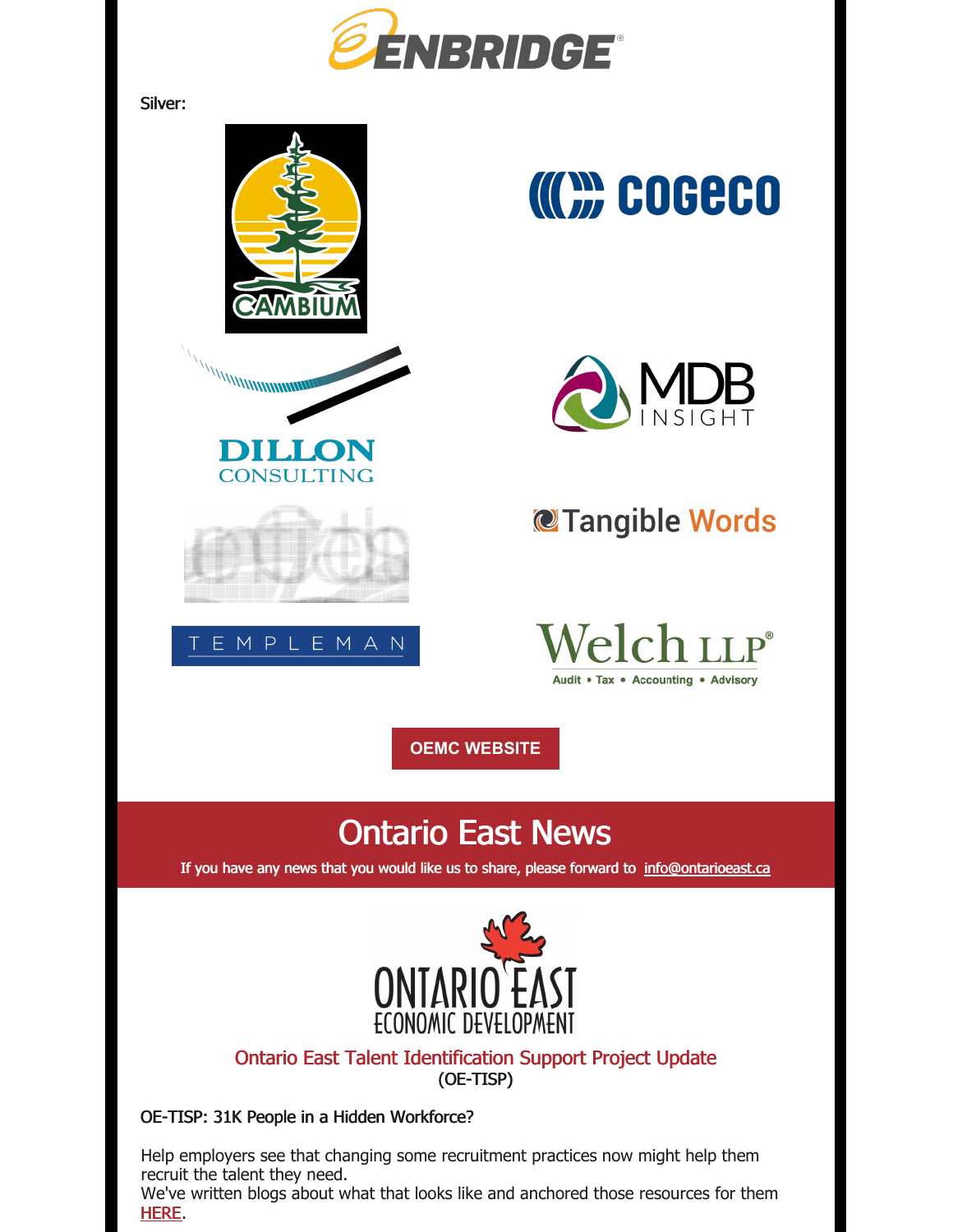ENBRIDGE

Silver:

CAMBIUM

COGECO

DILLON CONSULTING

MDB INSIGHT

Tangible Words

TEMPLEMAN

Welch LLP
Audit • Tax • Accounting • Advisory

OEMC WEBSITE

# Ontario East News

**If you have any news that you would like us to share, please forward to info@ontarioeast.ca**

ONTARIO EAST ECONOMIC DEVELOPMENT

## Ontario East Talent Identification Support Project Update
(OE-TISP)

OE-TISP: 31K People in a Hidden Workforce?

Help employers see that changing some recruitment practices now might help them recruit the talent they need.
We've written blogs about what that looks like and anchored those resources for them HERE.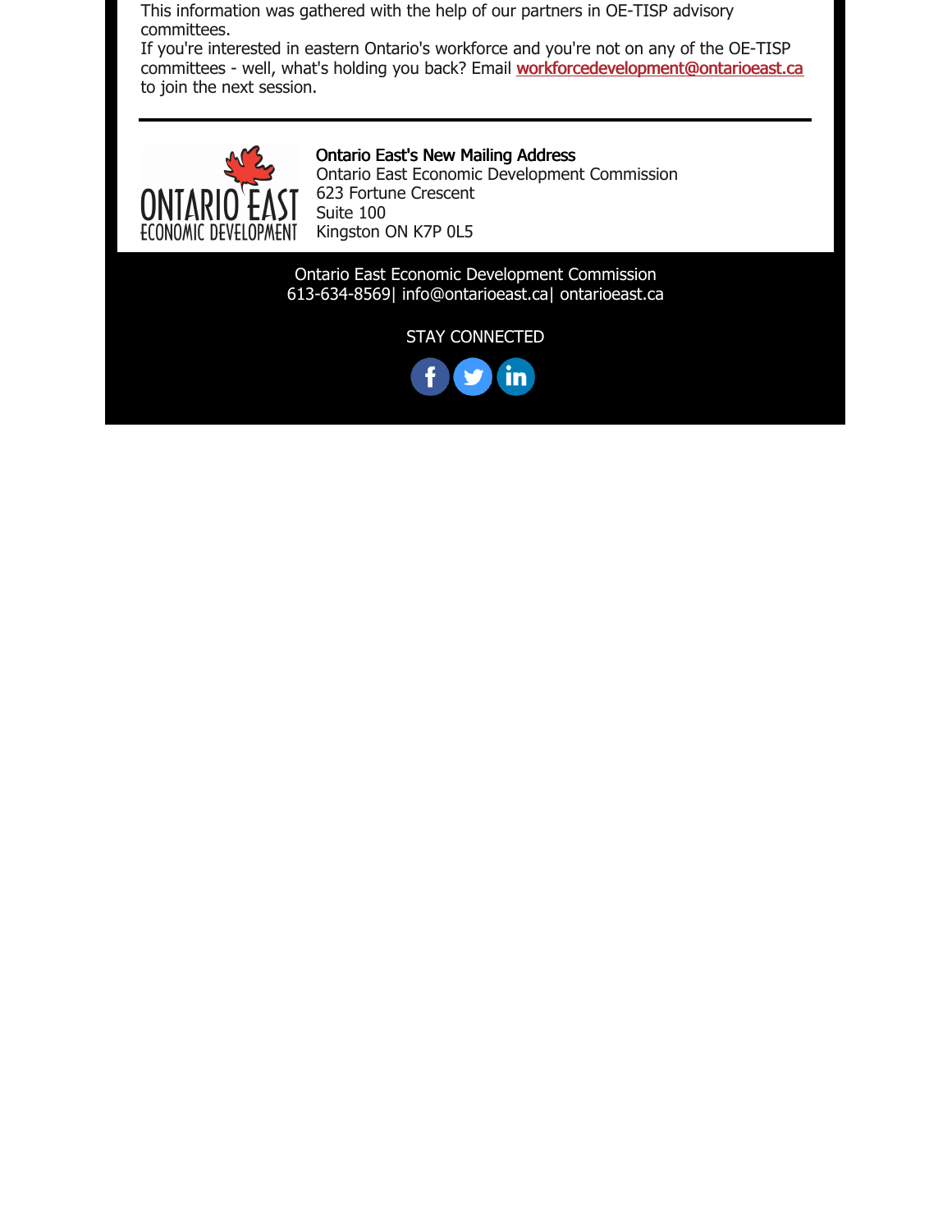This information was gathered with the help of our partners in OE-TISP advisory committees.

If you're interested in eastern Ontario's workforce and you're not on any of the OE-TISP committees - well, what's holding you back? Email workforcedevelopment@ontarioeast.ca to join the next session.

---

**Ontario East's New Mailing Address**
Ontario East Economic Development Commission
623 Fortune Crescent
Suite 100
Kingston ON K7P 0L5

Ontario East Economic Development Commission
613-634-8569| info@ontarioeast.ca| ontarioeast.ca

STAY CONNECTED